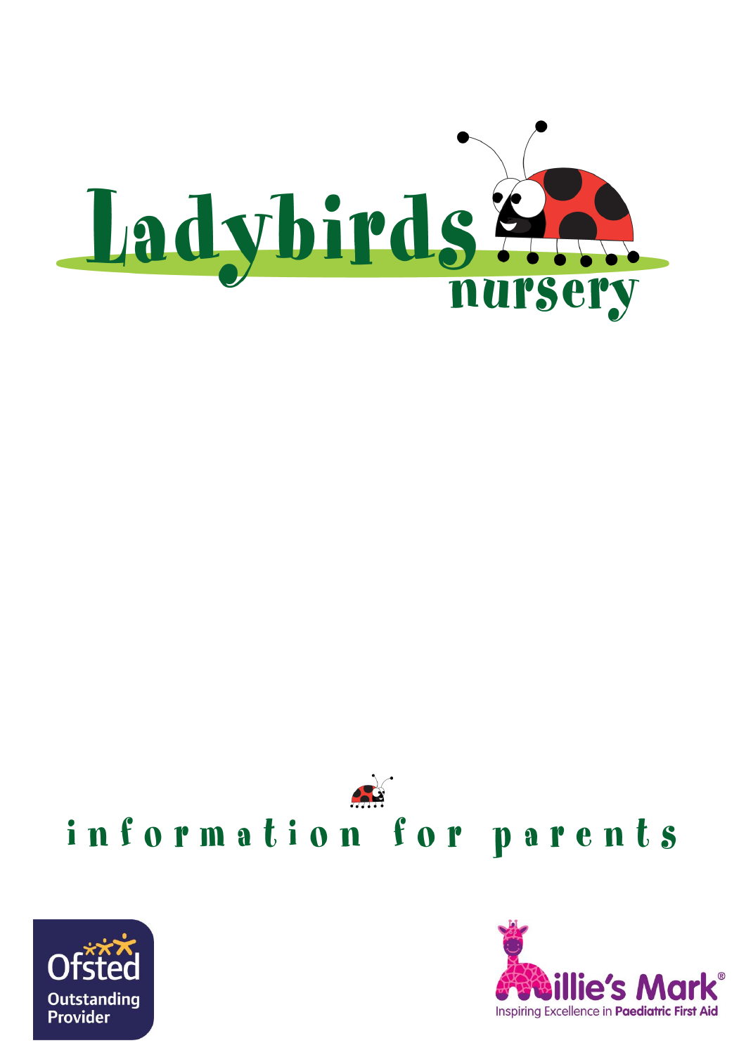# Ladybirds nursery

## information for parents

Ofsted Outstanding Provider

Millie's Mark® Inspiring Excellence in Paediatric First Aid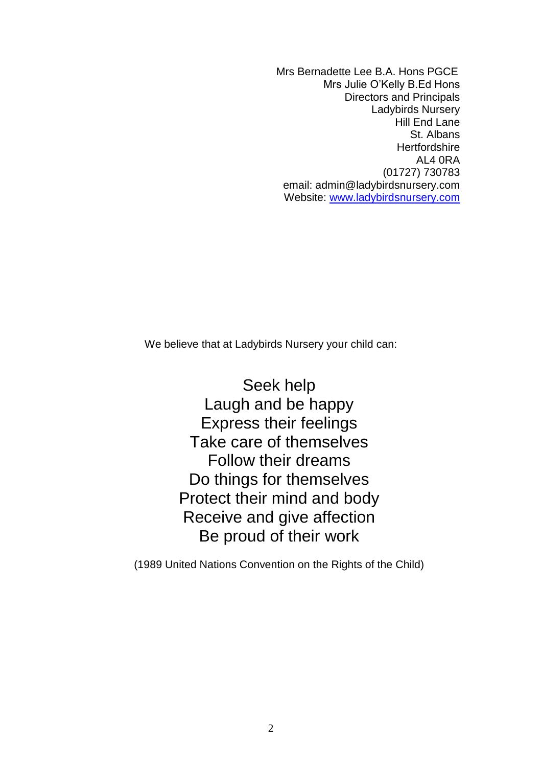Mrs Bernadette Lee B.A. Hons PGCE
Mrs Julie O'Kelly B.Ed Hons
Directors and Principals
Ladybirds Nursery
Hill End Lane
St. Albans
Hertfordshire
AL4 0RA
(01727) 730783
email: admin@ladybirdsnursery.com
Website: [www.ladybirdsnursery.com](http://www.ladybirdsnursery.com)

We believe that at Ladybirds Nursery your child can:

Seek help
Laugh and be happy
Express their feelings
Take care of themselves
Follow their dreams
Do things for themselves
Protect their mind and body
Receive and give affection
Be proud of their work

(1989 United Nations Convention on the Rights of the Child)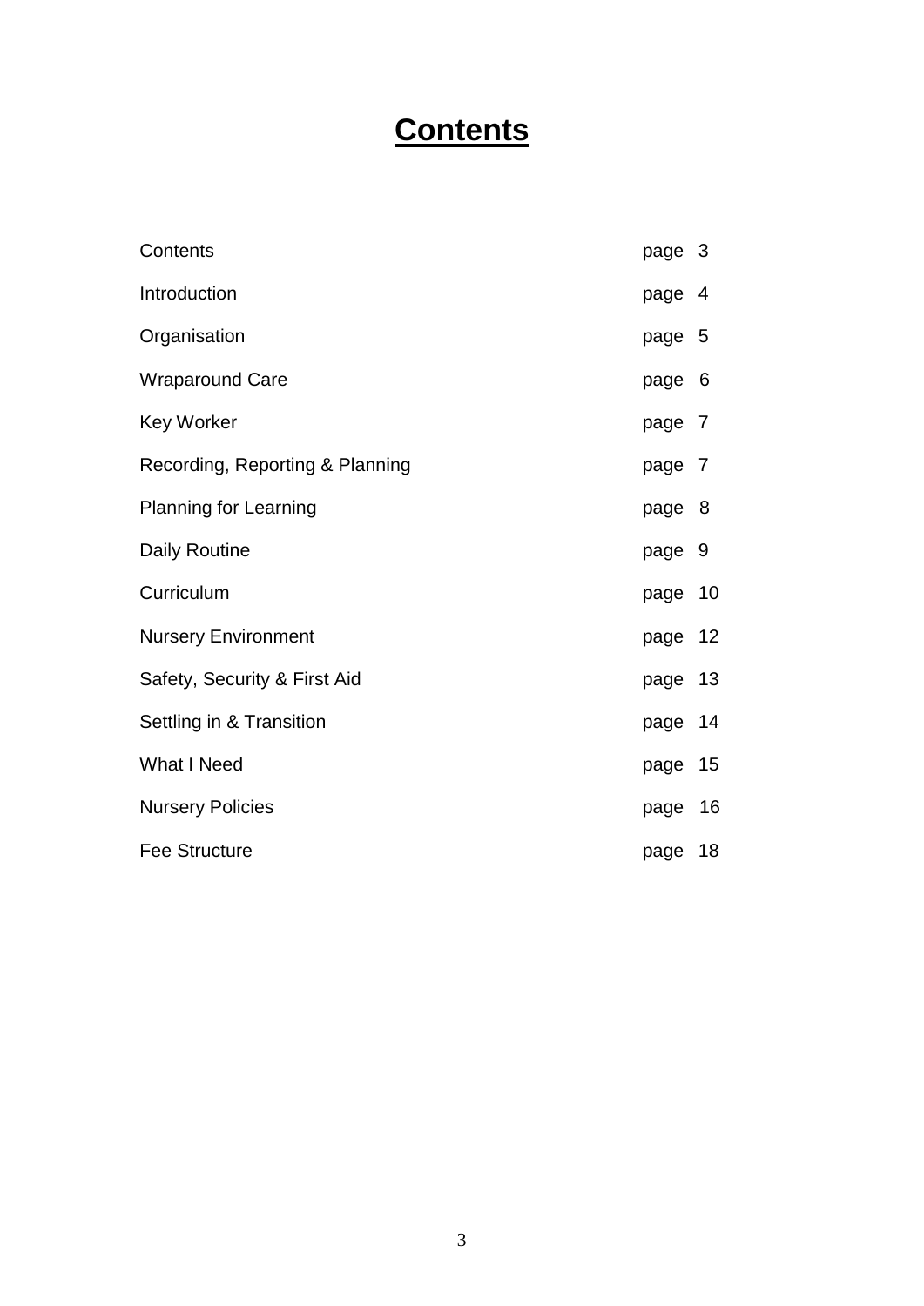# Contents

| | |
|---|---|
| Contents | page 3 |
| Introduction | page 4 |
| Organisation | page 5 |
| Wraparound Care | page 6 |
| Key Worker | page 7 |
| Recording, Reporting & Planning | page 7 |
| Planning for Learning | page 8 |
| Daily Routine | page 9 |
| Curriculum | page 10 |
| Nursery Environment | page 12 |
| Safety, Security & First Aid | page 13 |
| Settling in & Transition | page 14 |
| What I Need | page 15 |
| Nursery Policies | page 16 |
| Fee Structure | page 18 |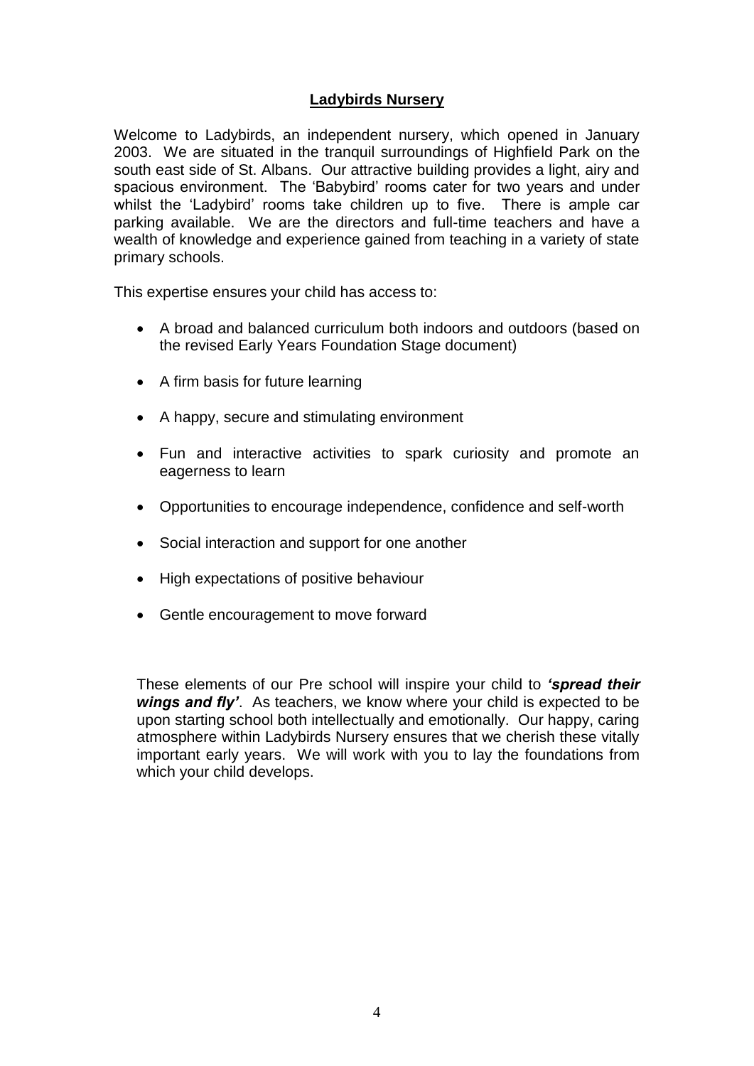# Ladybirds Nursery

Welcome to Ladybirds, an independent nursery, which opened in January 2003. We are situated in the tranquil surroundings of Highfield Park on the south east side of St. Albans. Our attractive building provides a light, airy and spacious environment. The 'Babybird' rooms cater for two years and under whilst the 'Ladybird' rooms take children up to five. There is ample car parking available. We are the directors and full-time teachers and have a wealth of knowledge and experience gained from teaching in a variety of state primary schools.

This expertise ensures your child has access to:

- A broad and balanced curriculum both indoors and outdoors (based on the revised Early Years Foundation Stage document)
- A firm basis for future learning
- A happy, secure and stimulating environment
- Fun and interactive activities to spark curiosity and promote an eagerness to learn
- Opportunities to encourage independence, confidence and self-worth
- Social interaction and support for one another
- High expectations of positive behaviour
- Gentle encouragement to move forward

These elements of our Pre school will inspire your child to ***'spread their wings and fly'***. As teachers, we know where your child is expected to be upon starting school both intellectually and emotionally. Our happy, caring atmosphere within Ladybirds Nursery ensures that we cherish these vitally important early years. We will work with you to lay the foundations from which your child develops.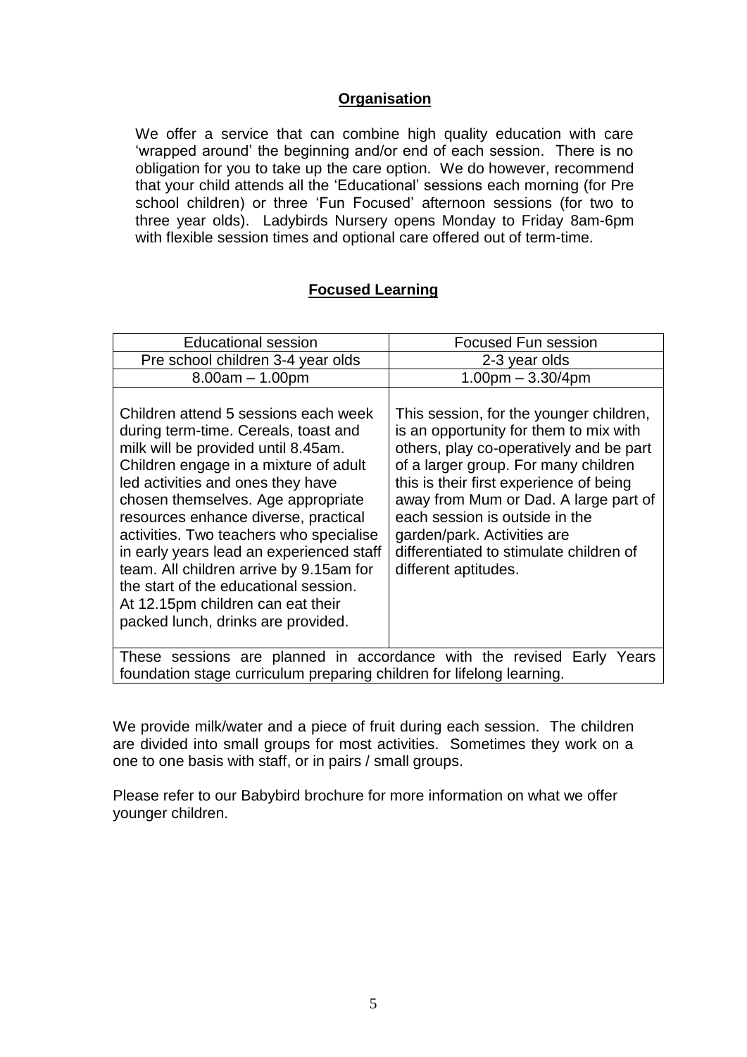## Organisation

We offer a service that can combine high quality education with care 'wrapped around' the beginning and/or end of each session. There is no obligation for you to take up the care option. We do however, recommend that your child attends all the 'Educational' sessions each morning (for Pre school children) or three 'Fun Focused' afternoon sessions (for two to three year olds). Ladybirds Nursery opens Monday to Friday 8am-6pm with flexible session times and optional care offered out of term-time.

## Focused Learning

| Educational session | Focused Fun session |
|---|---|
| Pre school children 3-4 year olds | 2-3 year olds |
| 8.00am – 1.00pm | 1.00pm – 3.30/4pm |
| Children attend 5 sessions each week during term-time. Cereals, toast and milk will be provided until 8.45am. Children engage in a mixture of adult led activities and ones they have chosen themselves. Age appropriate resources enhance diverse, practical activities. Two teachers who specialise in early years lead an experienced staff team. All children arrive by 9.15am for the start of the educational session. At 12.15pm children can eat their packed lunch, drinks are provided. | This session, for the younger children, is an opportunity for them to mix with others, play co-operatively and be part of a larger group. For many children this is their first experience of being away from Mum or Dad. A large part of each session is outside in the garden/park. Activities are differentiated to stimulate children of different aptitudes. |
| These sessions are planned in accordance with the revised Early Years foundation stage curriculum preparing children for lifelong learning. | |

We provide milk/water and a piece of fruit during each session. The children are divided into small groups for most activities. Sometimes they work on a one to one basis with staff, or in pairs / small groups.

Please refer to our Babybird brochure for more information on what we offer younger children.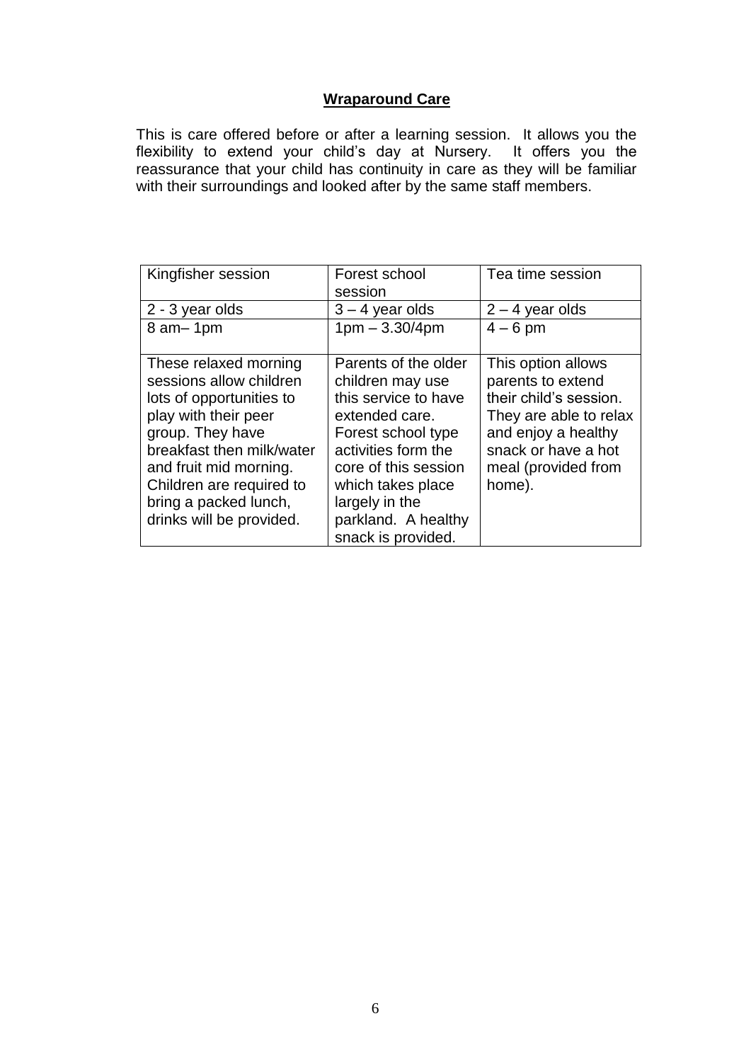## Wraparound Care

This is care offered before or after a learning session. It allows you the flexibility to extend your child's day at Nursery. It offers you the reassurance that your child has continuity in care as they will be familiar with their surroundings and looked after by the same staff members.

| Kingfisher session | Forest school session | Tea time session |
| --- | --- | --- |
| 2 - 3 year olds | 3 – 4 year olds | 2 – 4 year olds |
| 8 am– 1pm | 1pm – 3.30/4pm | 4 – 6 pm |
| These relaxed morning sessions allow children lots of opportunities to play with their peer group. They have breakfast then milk/water and fruit mid morning. Children are required to bring a packed lunch, drinks will be provided. | Parents of the older children may use this service to have extended care. Forest school type activities form the core of this session which takes place largely in the parkland. A healthy snack is provided. | This option allows parents to extend their child's session. They are able to relax and enjoy a healthy snack or have a hot meal (provided from home). |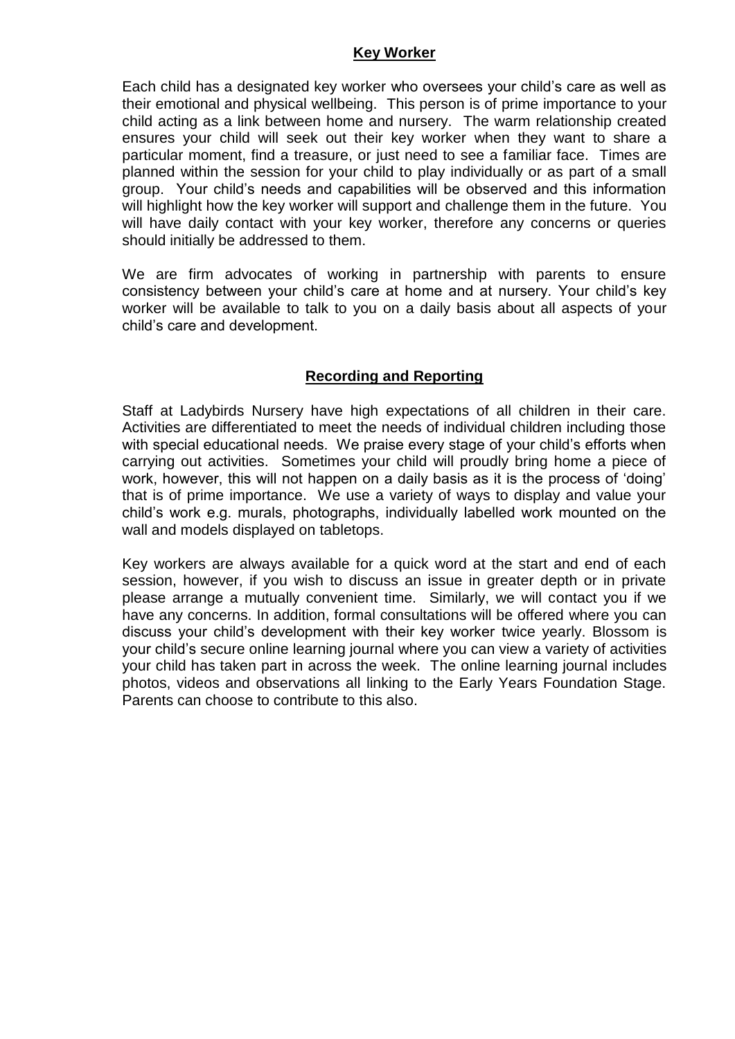## Key Worker

Each child has a designated key worker who oversees your child's care as well as their emotional and physical wellbeing. This person is of prime importance to your child acting as a link between home and nursery. The warm relationship created ensures your child will seek out their key worker when they want to share a particular moment, find a treasure, or just need to see a familiar face. Times are planned within the session for your child to play individually or as part of a small group. Your child's needs and capabilities will be observed and this information will highlight how the key worker will support and challenge them in the future. You will have daily contact with your key worker, therefore any concerns or queries should initially be addressed to them.

We are firm advocates of working in partnership with parents to ensure consistency between your child's care at home and at nursery. Your child's key worker will be available to talk to you on a daily basis about all aspects of your child's care and development.

## Recording and Reporting

Staff at Ladybirds Nursery have high expectations of all children in their care. Activities are differentiated to meet the needs of individual children including those with special educational needs. We praise every stage of your child's efforts when carrying out activities. Sometimes your child will proudly bring home a piece of work, however, this will not happen on a daily basis as it is the process of 'doing' that is of prime importance. We use a variety of ways to display and value your child's work e.g. murals, photographs, individually labelled work mounted on the wall and models displayed on tabletops.

Key workers are always available for a quick word at the start and end of each session, however, if you wish to discuss an issue in greater depth or in private please arrange a mutually convenient time. Similarly, we will contact you if we have any concerns. In addition, formal consultations will be offered where you can discuss your child's development with their key worker twice yearly. Blossom is your child's secure online learning journal where you can view a variety of activities your child has taken part in across the week. The online learning journal includes photos, videos and observations all linking to the Early Years Foundation Stage. Parents can choose to contribute to this also.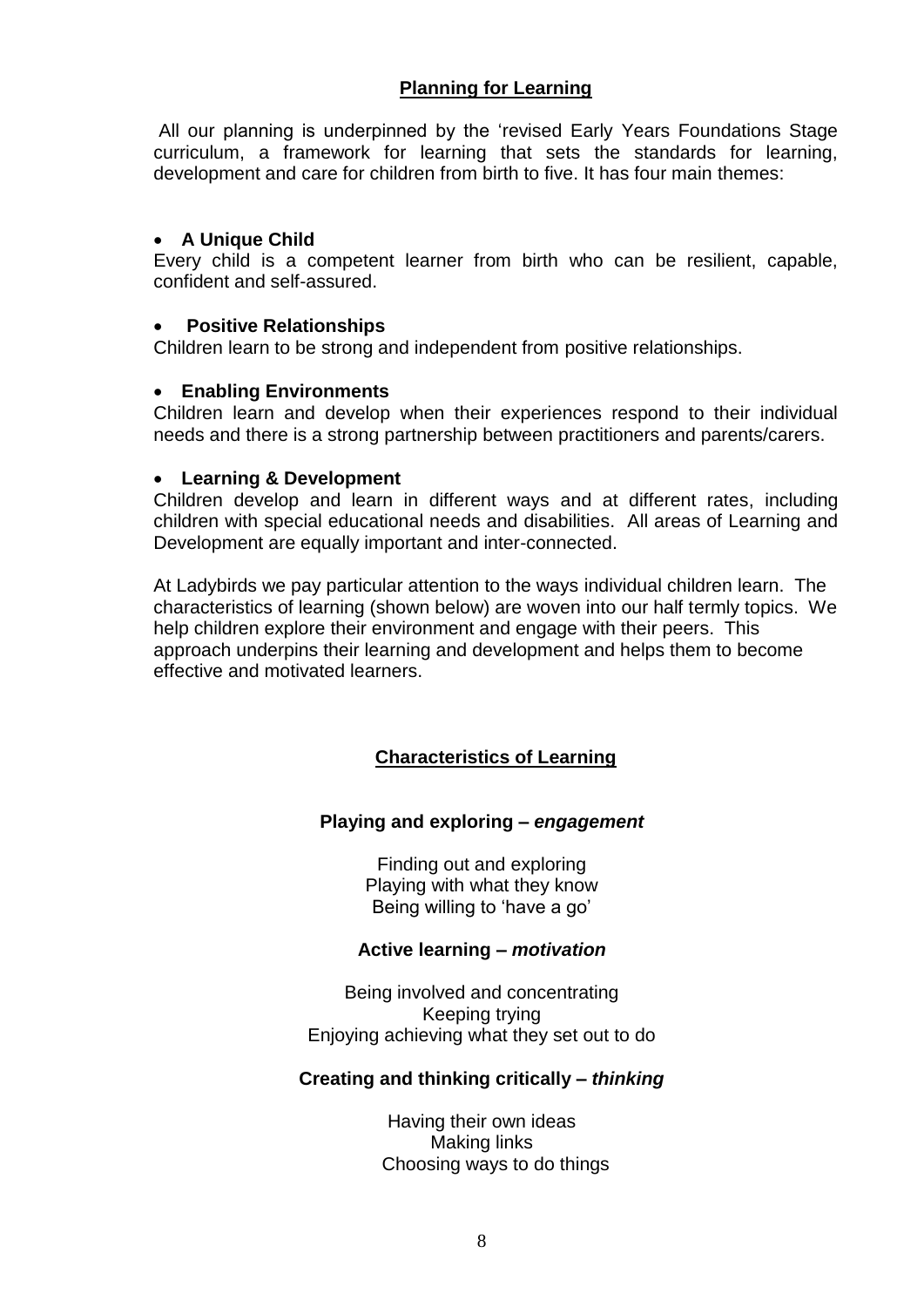## Planning for Learning

All our planning is underpinned by the 'revised Early Years Foundations Stage curriculum, a framework for learning that sets the standards for learning, development and care for children from birth to five. It has four main themes:

- **A Unique Child**

Every child is a competent learner from birth who can be resilient, capable, confident and self-assured.

- **Positive Relationships**

Children learn to be strong and independent from positive relationships.

- **Enabling Environments**

Children learn and develop when their experiences respond to their individual needs and there is a strong partnership between practitioners and parents/carers.

- **Learning & Development**

Children develop and learn in different ways and at different rates, including children with special educational needs and disabilities. All areas of Learning and Development are equally important and inter-connected.

At Ladybirds we pay particular attention to the ways individual children learn. The characteristics of learning (shown below) are woven into our half termly topics. We help children explore their environment and engage with their peers. This approach underpins their learning and development and helps them to become effective and motivated learners.

## Characteristics of Learning

**Playing and exploring – *engagement***

Finding out and exploring
Playing with what they know
Being willing to 'have a go'

**Active learning – *motivation***

Being involved and concentrating
Keeping trying
Enjoying achieving what they set out to do

**Creating and thinking critically – *thinking***

Having their own ideas
Making links
Choosing ways to do things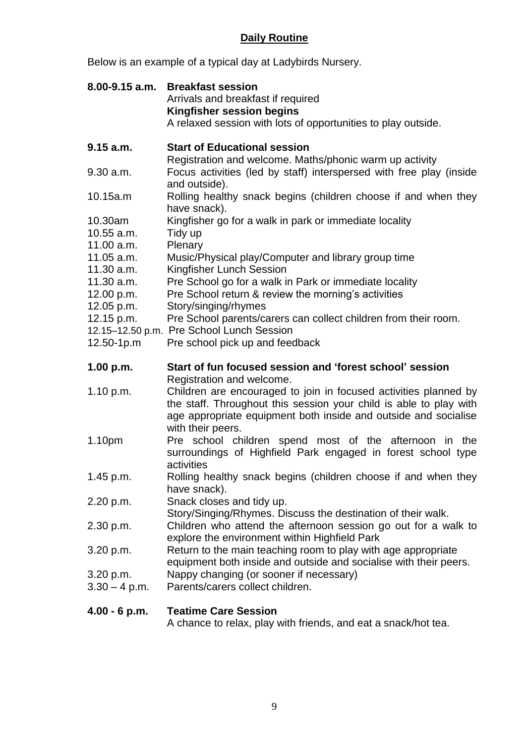## **Daily Routine**

Below is an example of a typical day at Ladybirds Nursery.

| | |
|---|---|
| **8.00-9.15 a.m.** | **Breakfast session**<br>Arrivals and breakfast if required<br>**Kingfisher session begins**<br>A relaxed session with lots of opportunities to play outside. |
| **9.15 a.m.** | **Start of Educational session**<br>Registration and welcome. Maths/phonic warm up activity |
| 9.30 a.m. | Focus activities (led by staff) interspersed with free play (inside and outside). |
| 10.15a.m | Rolling healthy snack begins (children choose if and when they have snack). |
| 10.30am | Kingfisher go for a walk in park or immediate locality |
| 10.55 a.m. | Tidy up |
| 11.00 a.m. | Plenary |
| 11.05 a.m. | Music/Physical play/Computer and library group time |
| 11.30 a.m. | Kingfisher Lunch Session |
| 11.30 a.m. | Pre School go for a walk in Park or immediate locality |
| 12.00 p.m. | Pre School return & review the morning's activities |
| 12.05 p.m. | Story/singing/rhymes |
| 12.15 p.m. | Pre School parents/carers can collect children from their room. |
| 12.15–12.50 p.m. | Pre School Lunch Session |
| 12.50-1p.m | Pre school pick up and feedback |
| **1.00 p.m.** | **Start of fun focused session and 'forest school' session**<br>Registration and welcome. |
| 1.10 p.m. | Children are encouraged to join in focused activities planned by the staff. Throughout this session your child is able to play with age appropriate equipment both inside and outside and socialise with their peers. |
| 1.10pm | Pre school children spend most of the afternoon in the surroundings of Highfield Park engaged in forest school type activities |
| 1.45 p.m. | Rolling healthy snack begins (children choose if and when they have snack). |
| 2.20 p.m. | Snack closes and tidy up.<br>Story/Singing/Rhymes. Discuss the destination of their walk. |
| 2.30 p.m. | Children who attend the afternoon session go out for a walk to explore the environment within Highfield Park |
| 3.20 p.m. | Return to the main teaching room to play with age appropriate equipment both inside and outside and socialise with their peers. |
| 3.20 p.m. | Nappy changing (or sooner if necessary) |
| 3.30 – 4 p.m. | Parents/carers collect children. |
| **4.00 - 6 p.m.** | **Teatime Care Session**<br>A chance to relax, play with friends, and eat a snack/hot tea. |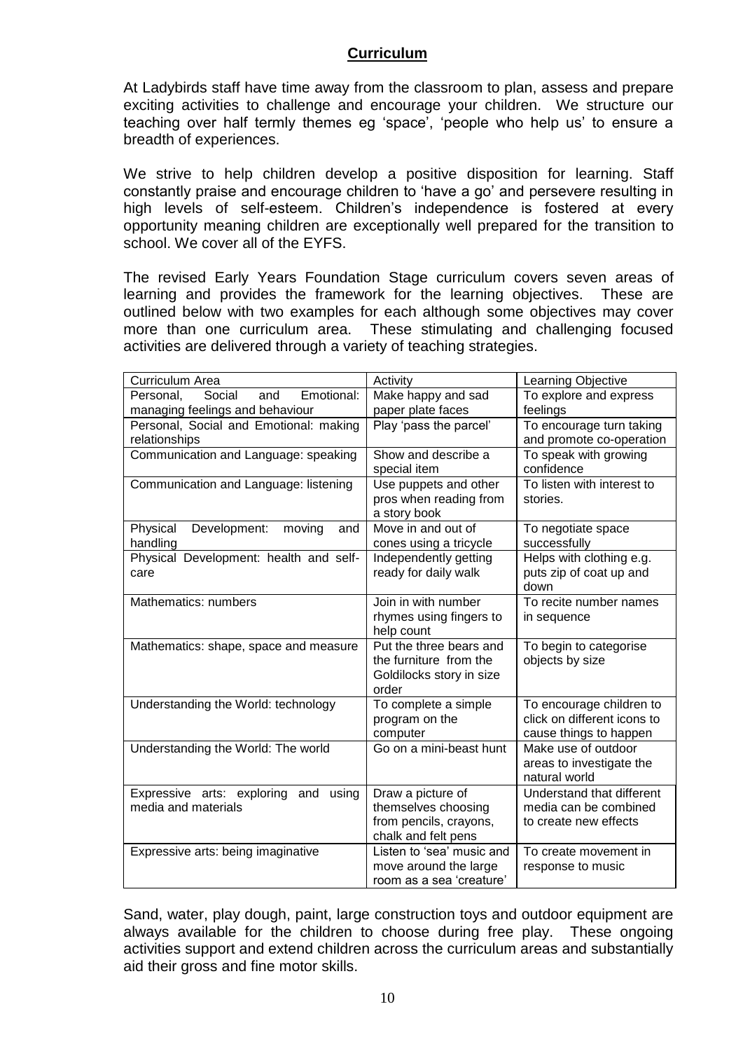## Curriculum

At Ladybirds staff have time away from the classroom to plan, assess and prepare exciting activities to challenge and encourage your children. We structure our teaching over half termly themes eg 'space', 'people who help us' to ensure a breadth of experiences.

We strive to help children develop a positive disposition for learning. Staff constantly praise and encourage children to 'have a go' and persevere resulting in high levels of self-esteem. Children's independence is fostered at every opportunity meaning children are exceptionally well prepared for the transition to school. We cover all of the EYFS.

The revised Early Years Foundation Stage curriculum covers seven areas of learning and provides the framework for the learning objectives. These are outlined below with two examples for each although some objectives may cover more than one curriculum area. These stimulating and challenging focused activities are delivered through a variety of teaching strategies.

| Curriculum Area | Activity | Learning Objective |
|---|---|---|
| Personal, Social and Emotional: managing feelings and behaviour | Make happy and sad paper plate faces | To explore and express feelings |
| Personal, Social and Emotional: making relationships | Play 'pass the parcel' | To encourage turn taking and promote co-operation |
| Communication and Language: speaking | Show and describe a special item | To speak with growing confidence |
| Communication and Language: listening | Use puppets and other pros when reading from a story book | To listen with interest to stories. |
| Physical Development: moving and handling | Move in and out of cones using a tricycle | To negotiate space successfully |
| Physical Development: health and self-care | Independently getting ready for daily walk | Helps with clothing e.g. puts zip of coat up and down |
| Mathematics: numbers | Join in with number rhymes using fingers to help count | To recite number names in sequence |
| Mathematics: shape, space and measure | Put the three bears and the furniture from the Goldilocks story in size order | To begin to categorise objects by size |
| Understanding the World: technology | To complete a simple program on the computer | To encourage children to click on different icons to cause things to happen |
| Understanding the World: The world | Go on a mini-beast hunt | Make use of outdoor areas to investigate the natural world |
| Expressive arts: exploring and using media and materials | Draw a picture of themselves choosing from pencils, crayons, chalk and felt pens | Understand that different media can be combined to create new effects |
| Expressive arts: being imaginative | Listen to 'sea' music and move around the large room as a sea 'creature' | To create movement in response to music |

Sand, water, play dough, paint, large construction toys and outdoor equipment are always available for the children to choose during free play. These ongoing activities support and extend children across the curriculum areas and substantially aid their gross and fine motor skills.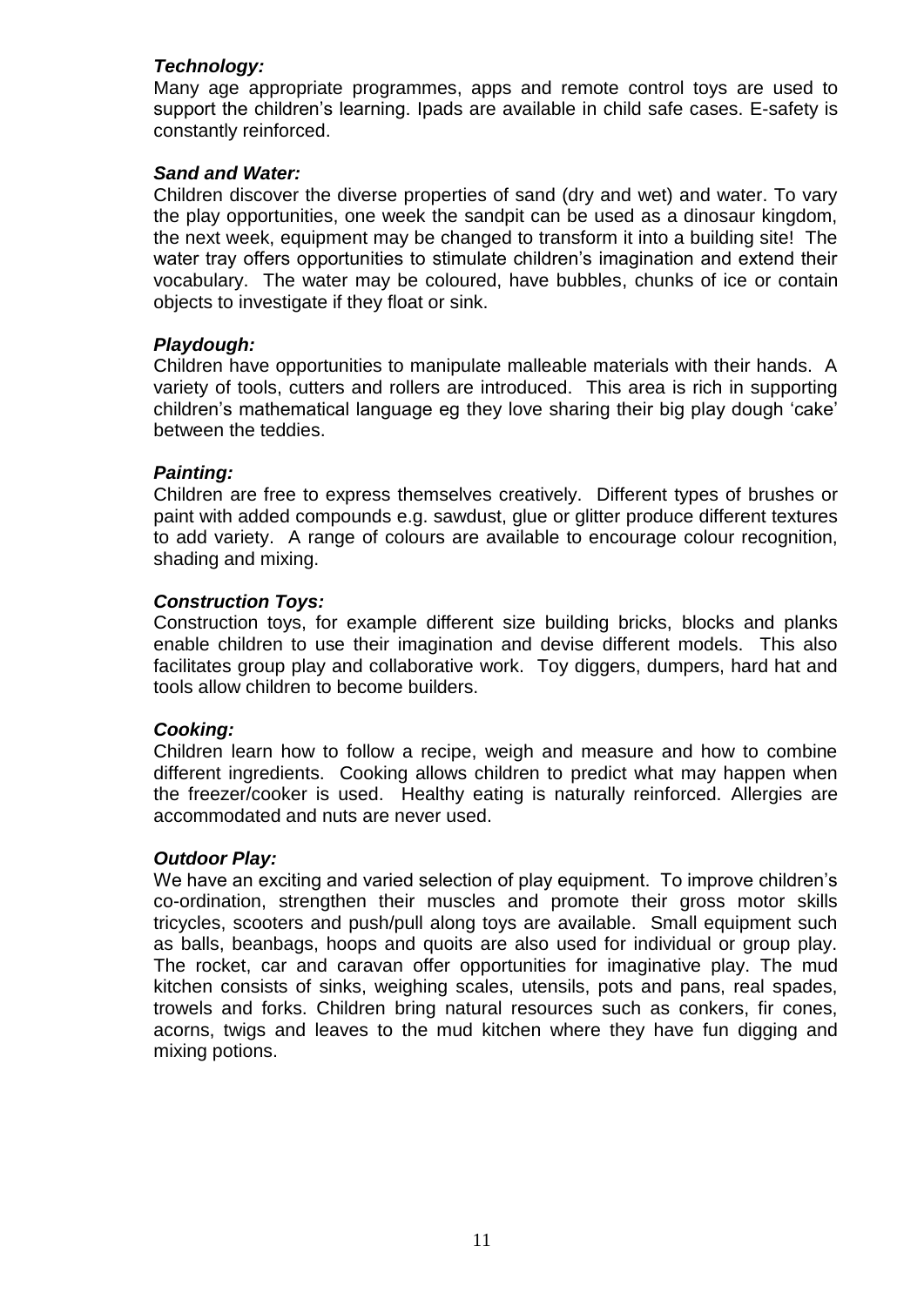***Technology:***

Many age appropriate programmes, apps and remote control toys are used to support the children's learning. Ipads are available in child safe cases. E-safety is constantly reinforced.

***Sand and Water:***

Children discover the diverse properties of sand (dry and wet) and water. To vary the play opportunities, one week the sandpit can be used as a dinosaur kingdom, the next week, equipment may be changed to transform it into a building site! The water tray offers opportunities to stimulate children's imagination and extend their vocabulary. The water may be coloured, have bubbles, chunks of ice or contain objects to investigate if they float or sink.

***Playdough:***

Children have opportunities to manipulate malleable materials with their hands. A variety of tools, cutters and rollers are introduced. This area is rich in supporting children's mathematical language eg they love sharing their big play dough 'cake' between the teddies.

***Painting:***

Children are free to express themselves creatively. Different types of brushes or paint with added compounds e.g. sawdust, glue or glitter produce different textures to add variety. A range of colours are available to encourage colour recognition, shading and mixing.

***Construction Toys:***

Construction toys, for example different size building bricks, blocks and planks enable children to use their imagination and devise different models. This also facilitates group play and collaborative work. Toy diggers, dumpers, hard hat and tools allow children to become builders.

***Cooking:***

Children learn how to follow a recipe, weigh and measure and how to combine different ingredients. Cooking allows children to predict what may happen when the freezer/cooker is used. Healthy eating is naturally reinforced. Allergies are accommodated and nuts are never used.

***Outdoor Play:***

We have an exciting and varied selection of play equipment. To improve children's co-ordination, strengthen their muscles and promote their gross motor skills tricycles, scooters and push/pull along toys are available. Small equipment such as balls, beanbags, hoops and quoits are also used for individual or group play. The rocket, car and caravan offer opportunities for imaginative play. The mud kitchen consists of sinks, weighing scales, utensils, pots and pans, real spades, trowels and forks. Children bring natural resources such as conkers, fir cones, acorns, twigs and leaves to the mud kitchen where they have fun digging and mixing potions.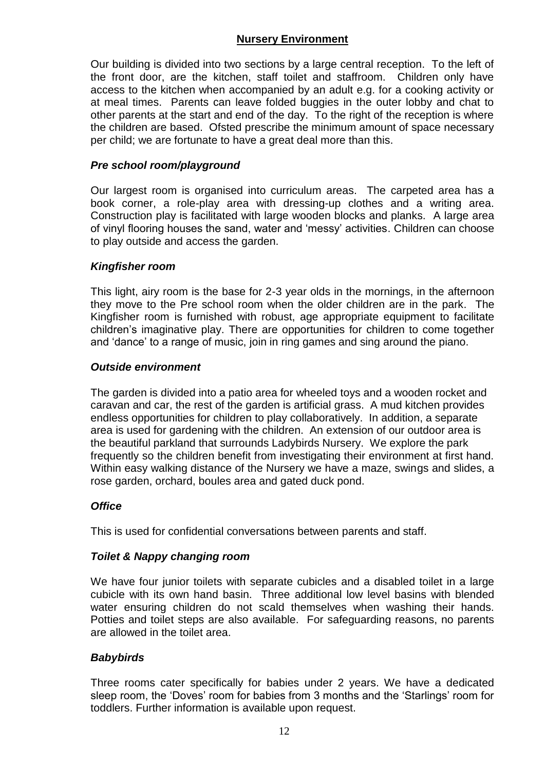## Nursery Environment

Our building is divided into two sections by a large central reception. To the left of the front door, are the kitchen, staff toilet and staffroom. Children only have access to the kitchen when accompanied by an adult e.g. for a cooking activity or at meal times. Parents can leave folded buggies in the outer lobby and chat to other parents at the start and end of the day. To the right of the reception is where the children are based. Ofsted prescribe the minimum amount of space necessary per child; we are fortunate to have a great deal more than this.

### *Pre school room/playground*

Our largest room is organised into curriculum areas. The carpeted area has a book corner, a role-play area with dressing-up clothes and a writing area. Construction play is facilitated with large wooden blocks and planks. A large area of vinyl flooring houses the sand, water and 'messy' activities. Children can choose to play outside and access the garden.

### *Kingfisher room*

This light, airy room is the base for 2-3 year olds in the mornings, in the afternoon they move to the Pre school room when the older children are in the park. The Kingfisher room is furnished with robust, age appropriate equipment to facilitate children's imaginative play. There are opportunities for children to come together and 'dance' to a range of music, join in ring games and sing around the piano.

### *Outside environment*

The garden is divided into a patio area for wheeled toys and a wooden rocket and caravan and car, the rest of the garden is artificial grass. A mud kitchen provides endless opportunities for children to play collaboratively. In addition, a separate area is used for gardening with the children. An extension of our outdoor area is the beautiful parkland that surrounds Ladybirds Nursery. We explore the park frequently so the children benefit from investigating their environment at first hand. Within easy walking distance of the Nursery we have a maze, swings and slides, a rose garden, orchard, boules area and gated duck pond.

### *Office*

This is used for confidential conversations between parents and staff.

### *Toilet & Nappy changing room*

We have four junior toilets with separate cubicles and a disabled toilet in a large cubicle with its own hand basin. Three additional low level basins with blended water ensuring children do not scald themselves when washing their hands. Potties and toilet steps are also available. For safeguarding reasons, no parents are allowed in the toilet area.

### *Babybirds*

Three rooms cater specifically for babies under 2 years. We have a dedicated sleep room, the 'Doves' room for babies from 3 months and the 'Starlings' room for toddlers. Further information is available upon request.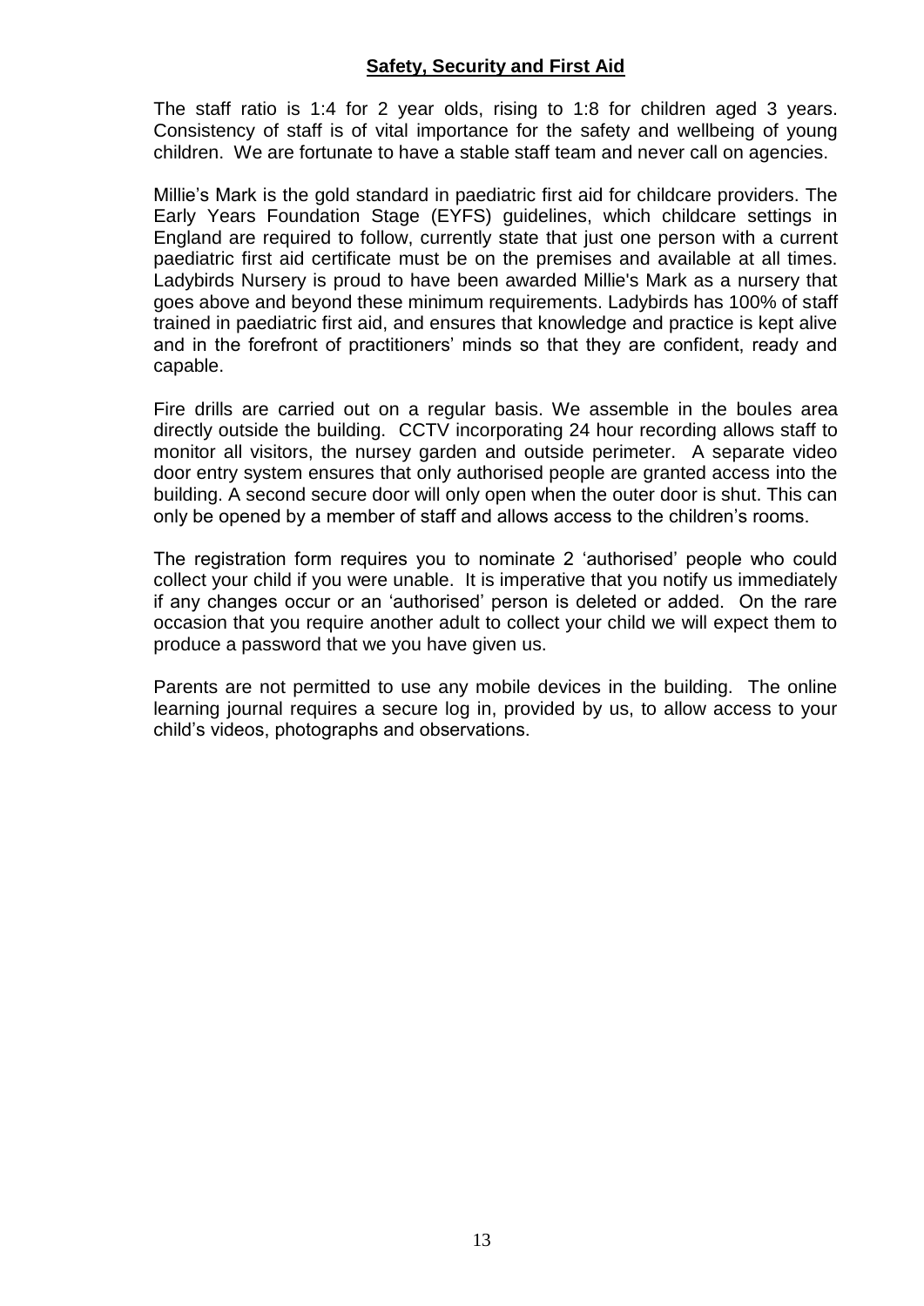## Safety, Security and First Aid

The staff ratio is 1:4 for 2 year olds, rising to 1:8 for children aged 3 years. Consistency of staff is of vital importance for the safety and wellbeing of young children. We are fortunate to have a stable staff team and never call on agencies.

Millie's Mark is the gold standard in paediatric first aid for childcare providers. The Early Years Foundation Stage (EYFS) guidelines, which childcare settings in England are required to follow, currently state that just one person with a current paediatric first aid certificate must be on the premises and available at all times. Ladybirds Nursery is proud to have been awarded Millie's Mark as a nursery that goes above and beyond these minimum requirements. Ladybirds has 100% of staff trained in paediatric first aid, and ensures that knowledge and practice is kept alive and in the forefront of practitioners' minds so that they are confident, ready and capable.

Fire drills are carried out on a regular basis. We assemble in the boules area directly outside the building. CCTV incorporating 24 hour recording allows staff to monitor all visitors, the nursey garden and outside perimeter. A separate video door entry system ensures that only authorised people are granted access into the building. A second secure door will only open when the outer door is shut. This can only be opened by a member of staff and allows access to the children's rooms.

The registration form requires you to nominate 2 'authorised' people who could collect your child if you were unable. It is imperative that you notify us immediately if any changes occur or an 'authorised' person is deleted or added. On the rare occasion that you require another adult to collect your child we will expect them to produce a password that we you have given us.

Parents are not permitted to use any mobile devices in the building. The online learning journal requires a secure log in, provided by us, to allow access to your child's videos, photographs and observations.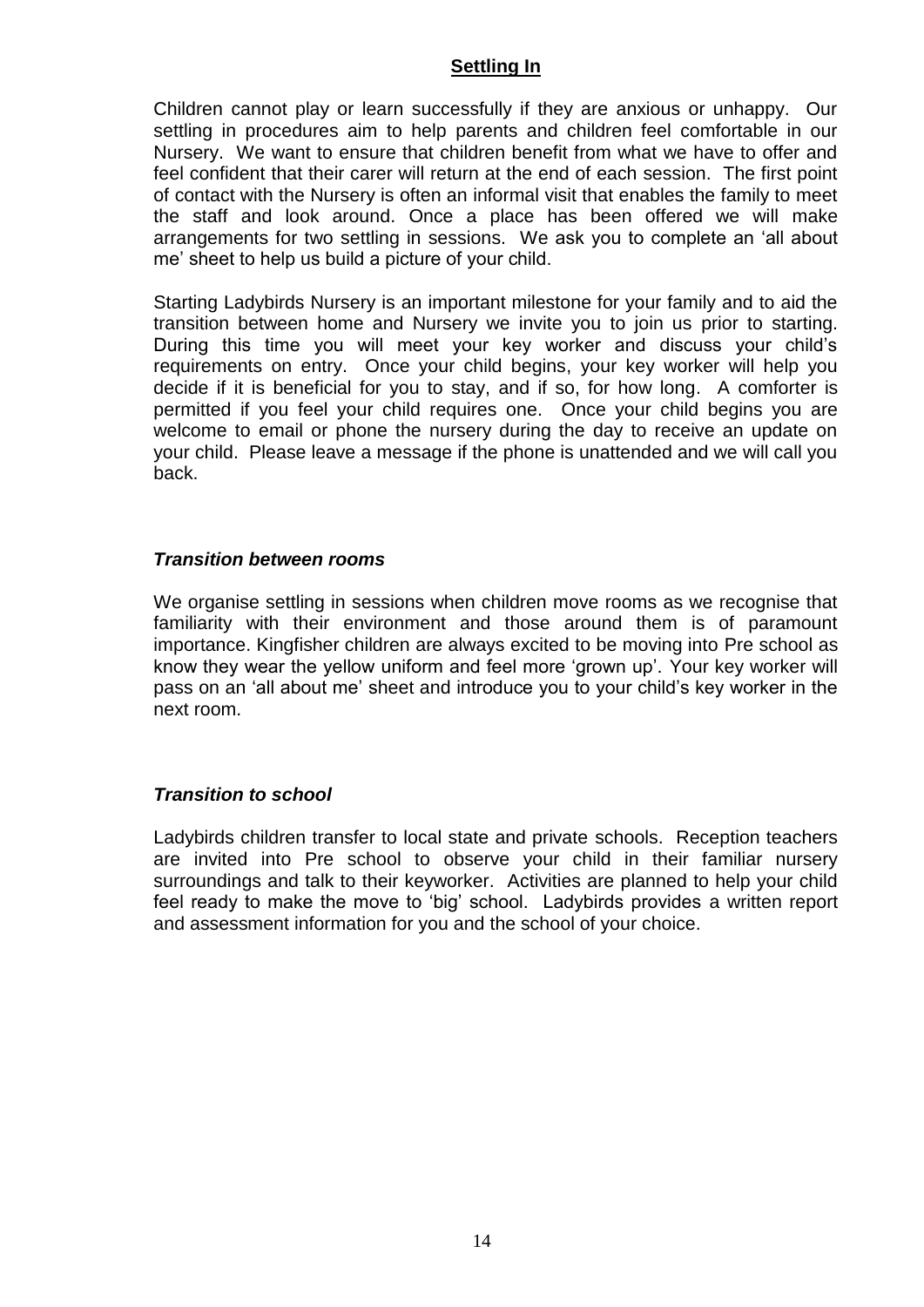## Settling In

Children cannot play or learn successfully if they are anxious or unhappy. Our settling in procedures aim to help parents and children feel comfortable in our Nursery. We want to ensure that children benefit from what we have to offer and feel confident that their carer will return at the end of each session. The first point of contact with the Nursery is often an informal visit that enables the family to meet the staff and look around. Once a place has been offered we will make arrangements for two settling in sessions. We ask you to complete an 'all about me' sheet to help us build a picture of your child.

Starting Ladybirds Nursery is an important milestone for your family and to aid the transition between home and Nursery we invite you to join us prior to starting. During this time you will meet your key worker and discuss your child's requirements on entry. Once your child begins, your key worker will help you decide if it is beneficial for you to stay, and if so, for how long. A comforter is permitted if you feel your child requires one. Once your child begins you are welcome to email or phone the nursery during the day to receive an update on your child. Please leave a message if the phone is unattended and we will call you back.

### *Transition between rooms*

We organise settling in sessions when children move rooms as we recognise that familiarity with their environment and those around them is of paramount importance. Kingfisher children are always excited to be moving into Pre school as know they wear the yellow uniform and feel more 'grown up'. Your key worker will pass on an 'all about me' sheet and introduce you to your child's key worker in the next room.

### *Transition to school*

Ladybirds children transfer to local state and private schools. Reception teachers are invited into Pre school to observe your child in their familiar nursery surroundings and talk to their keyworker. Activities are planned to help your child feel ready to make the move to 'big' school. Ladybirds provides a written report and assessment information for you and the school of your choice.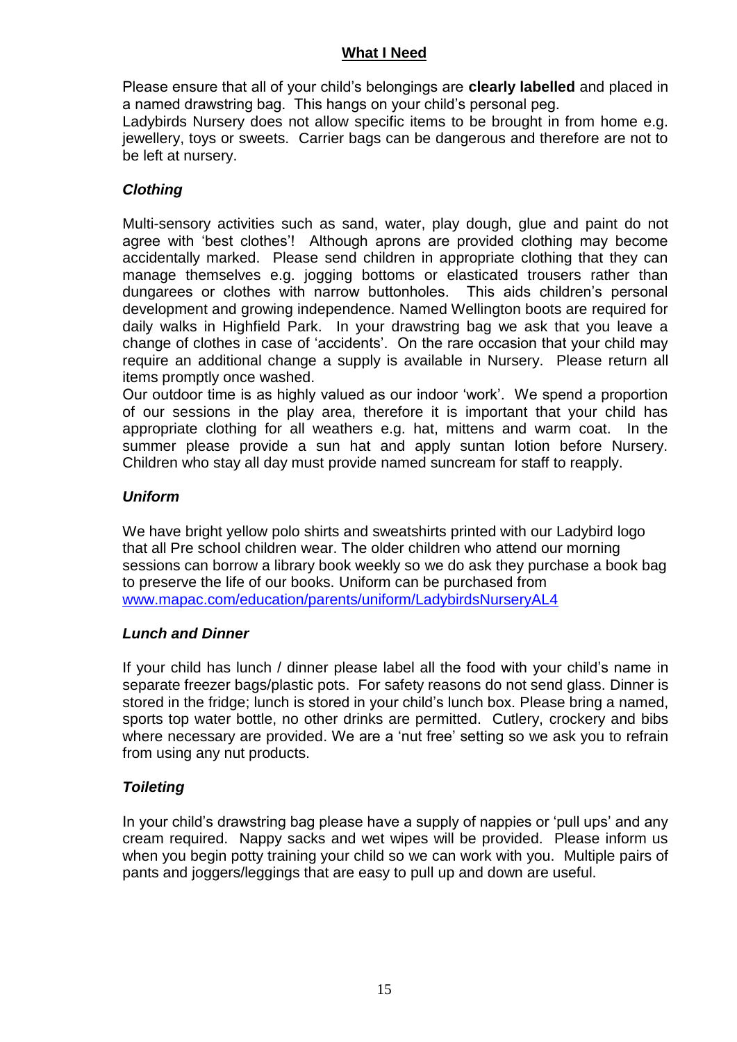## What I Need

Please ensure that all of your child's belongings are **clearly labelled** and placed in a named drawstring bag. This hangs on your child's personal peg.
Ladybirds Nursery does not allow specific items to be brought in from home e.g. jewellery, toys or sweets. Carrier bags can be dangerous and therefore are not to be left at nursery.

### *Clothing*

Multi-sensory activities such as sand, water, play dough, glue and paint do not agree with 'best clothes'! Although aprons are provided clothing may become accidentally marked. Please send children in appropriate clothing that they can manage themselves e.g. jogging bottoms or elasticated trousers rather than dungarees or clothes with narrow buttonholes. This aids children's personal development and growing independence. Named Wellington boots are required for daily walks in Highfield Park. In your drawstring bag we ask that you leave a change of clothes in case of 'accidents'. On the rare occasion that your child may require an additional change a supply is available in Nursery. Please return all items promptly once washed.
Our outdoor time is as highly valued as our indoor 'work'. We spend a proportion of our sessions in the play area, therefore it is important that your child has appropriate clothing for all weathers e.g. hat, mittens and warm coat. In the summer please provide a sun hat and apply suntan lotion before Nursery. Children who stay all day must provide named suncream for staff to reapply.

### *Uniform*

We have bright yellow polo shirts and sweatshirts printed with our Ladybird logo that all Pre school children wear. The older children who attend our morning sessions can borrow a library book weekly so we do ask they purchase a book bag to preserve the life of our books. Uniform can be purchased from www.mapac.com/education/parents/uniform/LadybirdsNurseryAL4

### *Lunch and Dinner*

If your child has lunch / dinner please label all the food with your child's name in separate freezer bags/plastic pots. For safety reasons do not send glass. Dinner is stored in the fridge; lunch is stored in your child's lunch box. Please bring a named, sports top water bottle, no other drinks are permitted. Cutlery, crockery and bibs where necessary are provided. We are a 'nut free' setting so we ask you to refrain from using any nut products.

### *Toileting*

In your child's drawstring bag please have a supply of nappies or 'pull ups' and any cream required. Nappy sacks and wet wipes will be provided. Please inform us when you begin potty training your child so we can work with you. Multiple pairs of pants and joggers/leggings that are easy to pull up and down are useful.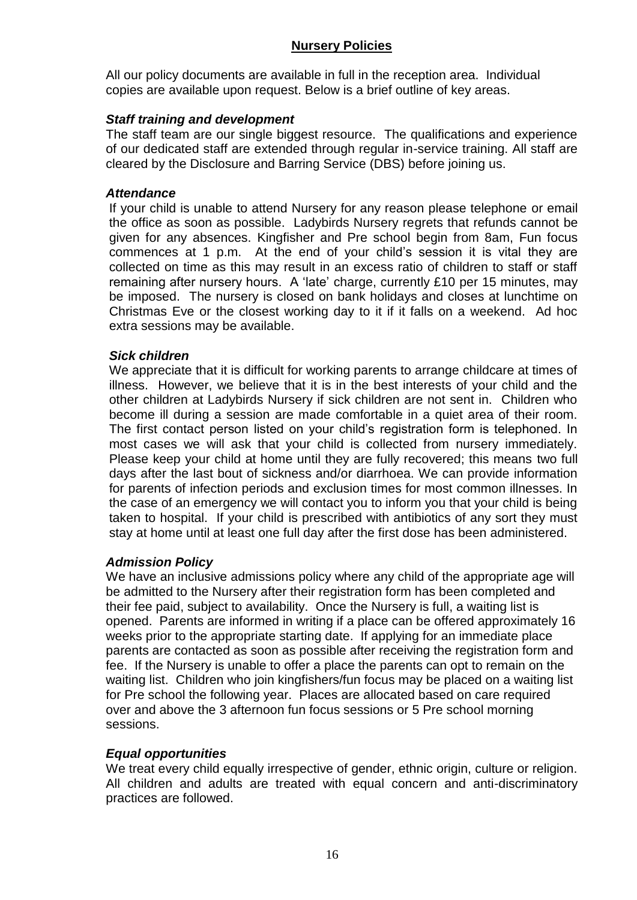## Nursery Policies

All our policy documents are available in full in the reception area. Individual copies are available upon request. Below is a brief outline of key areas.

### *Staff training and development*

The staff team are our single biggest resource. The qualifications and experience of our dedicated staff are extended through regular in-service training. All staff are cleared by the Disclosure and Barring Service (DBS) before joining us.

### *Attendance*

If your child is unable to attend Nursery for any reason please telephone or email the office as soon as possible. Ladybirds Nursery regrets that refunds cannot be given for any absences. Kingfisher and Pre school begin from 8am, Fun focus commences at 1 p.m. At the end of your child's session it is vital they are collected on time as this may result in an excess ratio of children to staff or staff remaining after nursery hours. A 'late' charge, currently £10 per 15 minutes, may be imposed. The nursery is closed on bank holidays and closes at lunchtime on Christmas Eve or the closest working day to it if it falls on a weekend. Ad hoc extra sessions may be available.

### *Sick children*

We appreciate that it is difficult for working parents to arrange childcare at times of illness. However, we believe that it is in the best interests of your child and the other children at Ladybirds Nursery if sick children are not sent in. Children who become ill during a session are made comfortable in a quiet area of their room. The first contact person listed on your child's registration form is telephoned. In most cases we will ask that your child is collected from nursery immediately. Please keep your child at home until they are fully recovered; this means two full days after the last bout of sickness and/or diarrhoea. We can provide information for parents of infection periods and exclusion times for most common illnesses. In the case of an emergency we will contact you to inform you that your child is being taken to hospital. If your child is prescribed with antibiotics of any sort they must stay at home until at least one full day after the first dose has been administered.

### *Admission Policy*

We have an inclusive admissions policy where any child of the appropriate age will be admitted to the Nursery after their registration form has been completed and their fee paid, subject to availability. Once the Nursery is full, a waiting list is opened. Parents are informed in writing if a place can be offered approximately 16 weeks prior to the appropriate starting date. If applying for an immediate place parents are contacted as soon as possible after receiving the registration form and fee. If the Nursery is unable to offer a place the parents can opt to remain on the waiting list. Children who join kingfishers/fun focus may be placed on a waiting list for Pre school the following year. Places are allocated based on care required over and above the 3 afternoon fun focus sessions or 5 Pre school morning sessions.

### *Equal opportunities*

We treat every child equally irrespective of gender, ethnic origin, culture or religion. All children and adults are treated with equal concern and anti-discriminatory practices are followed.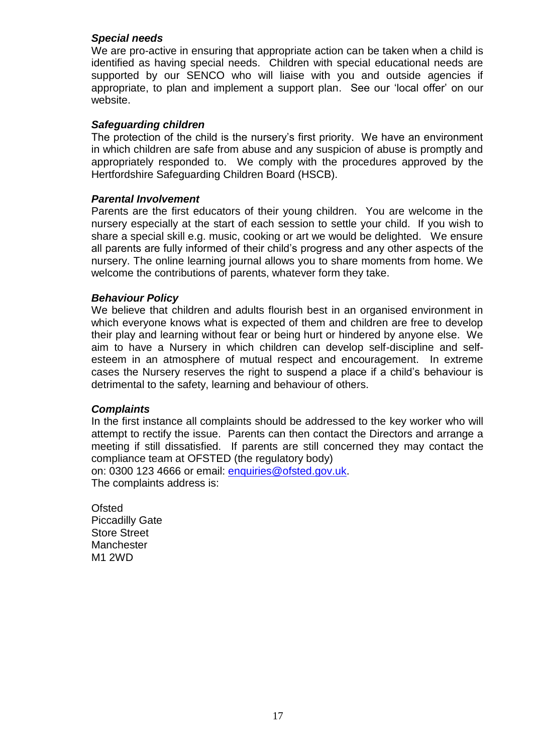### *Special needs*

We are pro-active in ensuring that appropriate action can be taken when a child is identified as having special needs. Children with special educational needs are supported by our SENCO who will liaise with you and outside agencies if appropriate, to plan and implement a support plan. See our 'local offer' on our website.

### *Safeguarding children*

The protection of the child is the nursery's first priority. We have an environment in which children are safe from abuse and any suspicion of abuse is promptly and appropriately responded to. We comply with the procedures approved by the Hertfordshire Safeguarding Children Board (HSCB).

### *Parental Involvement*

Parents are the first educators of their young children. You are welcome in the nursery especially at the start of each session to settle your child. If you wish to share a special skill e.g. music, cooking or art we would be delighted. We ensure all parents are fully informed of their child's progress and any other aspects of the nursery. The online learning journal allows you to share moments from home. We welcome the contributions of parents, whatever form they take.

### *Behaviour Policy*

We believe that children and adults flourish best in an organised environment in which everyone knows what is expected of them and children are free to develop their play and learning without fear or being hurt or hindered by anyone else. We aim to have a Nursery in which children can develop self-discipline and self-esteem in an atmosphere of mutual respect and encouragement. In extreme cases the Nursery reserves the right to suspend a place if a child's behaviour is detrimental to the safety, learning and behaviour of others.

### *Complaints*

In the first instance all complaints should be addressed to the key worker who will attempt to rectify the issue. Parents can then contact the Directors and arrange a meeting if still dissatisfied. If parents are still concerned they may contact the compliance team at OFSTED (the regulatory body)
on: 0300 123 4666 or email: enquiries@ofsted.gov.uk.
The complaints address is:

Ofsted
Piccadilly Gate
Store Street
Manchester
M1 2WD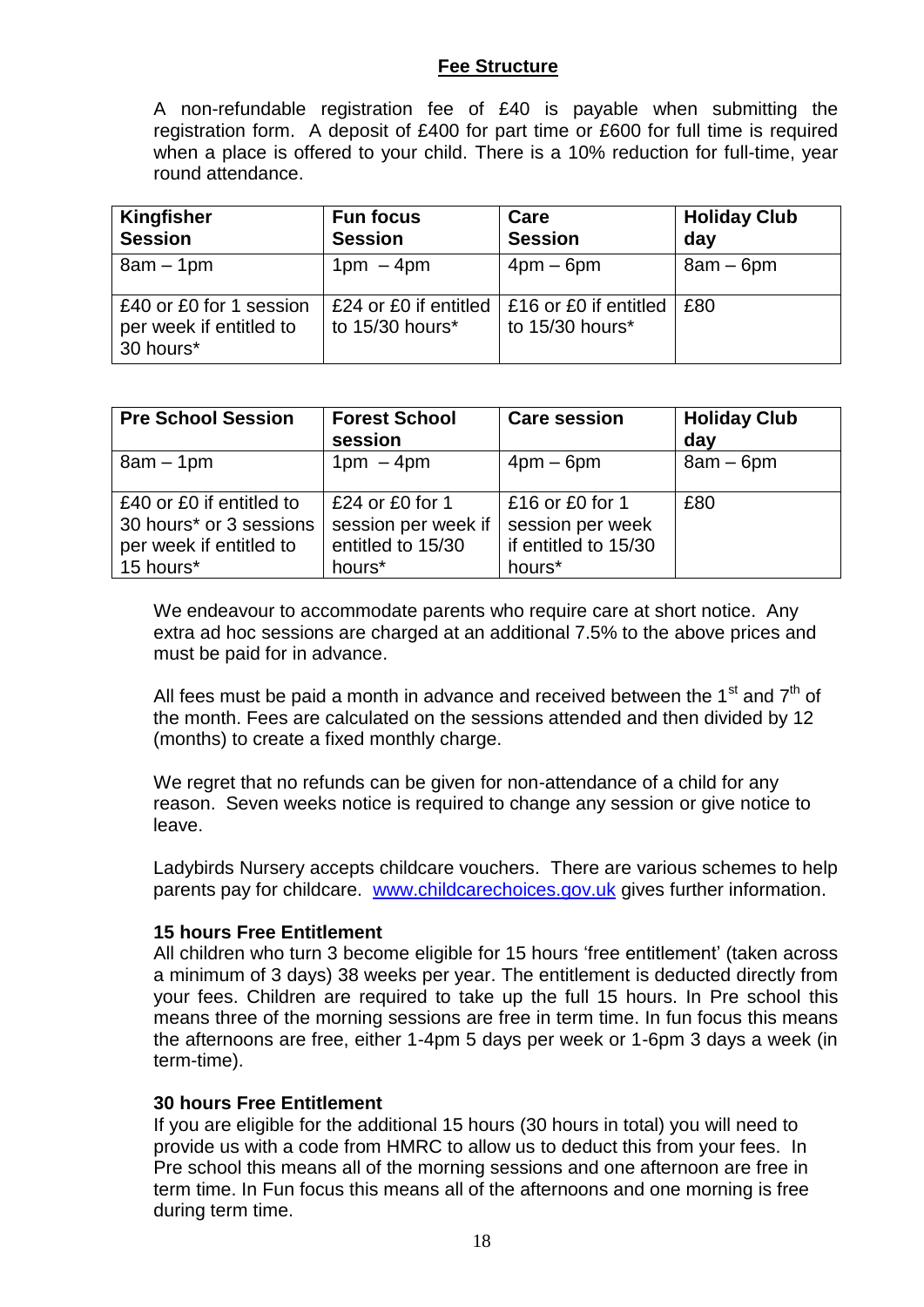## Fee Structure

A non-refundable registration fee of £40 is payable when submitting the registration form. A deposit of £400 for part time or £600 for full time is required when a place is offered to your child. There is a 10% reduction for full-time, year round attendance.

| Kingfisher Session | Fun focus Session | Care Session | Holiday Club day |
|---|---|---|---|
| 8am – 1pm | 1pm – 4pm | 4pm – 6pm | 8am – 6pm |
| £40 or £0 for 1 session per week if entitled to 30 hours* | £24 or £0 if entitled to 15/30 hours* | £16 or £0 if entitled to 15/30 hours* | £80 |

| Pre School Session | Forest School session | Care session | Holiday Club day |
|---|---|---|---|
| 8am – 1pm | 1pm – 4pm | 4pm – 6pm | 8am – 6pm |
| £40 or £0 if entitled to 30 hours* or 3 sessions per week if entitled to 15 hours* | £24 or £0 for 1 session per week if entitled to 15/30 hours* | £16 or £0 for 1 session per week if entitled to 15/30 hours* | £80 |

We endeavour to accommodate parents who require care at short notice. Any extra ad hoc sessions are charged at an additional 7.5% to the above prices and must be paid for in advance.

All fees must be paid a month in advance and received between the 1st and 7th of the month. Fees are calculated on the sessions attended and then divided by 12 (months) to create a fixed monthly charge.

We regret that no refunds can be given for non-attendance of a child for any reason. Seven weeks notice is required to change any session or give notice to leave.

Ladybirds Nursery accepts childcare vouchers. There are various schemes to help parents pay for childcare. [www.childcarechoices.gov.uk](http://www.childcarechoices.gov.uk) gives further information.

**15 hours Free Entitlement**

All children who turn 3 become eligible for 15 hours 'free entitlement' (taken across a minimum of 3 days) 38 weeks per year. The entitlement is deducted directly from your fees. Children are required to take up the full 15 hours. In Pre school this means three of the morning sessions are free in term time. In fun focus this means the afternoons are free, either 1-4pm 5 days per week or 1-6pm 3 days a week (in term-time).

**30 hours Free Entitlement**

If you are eligible for the additional 15 hours (30 hours in total) you will need to provide us with a code from HMRC to allow us to deduct this from your fees. In Pre school this means all of the morning sessions and one afternoon are free in term time. In Fun focus this means all of the afternoons and one morning is free during term time.